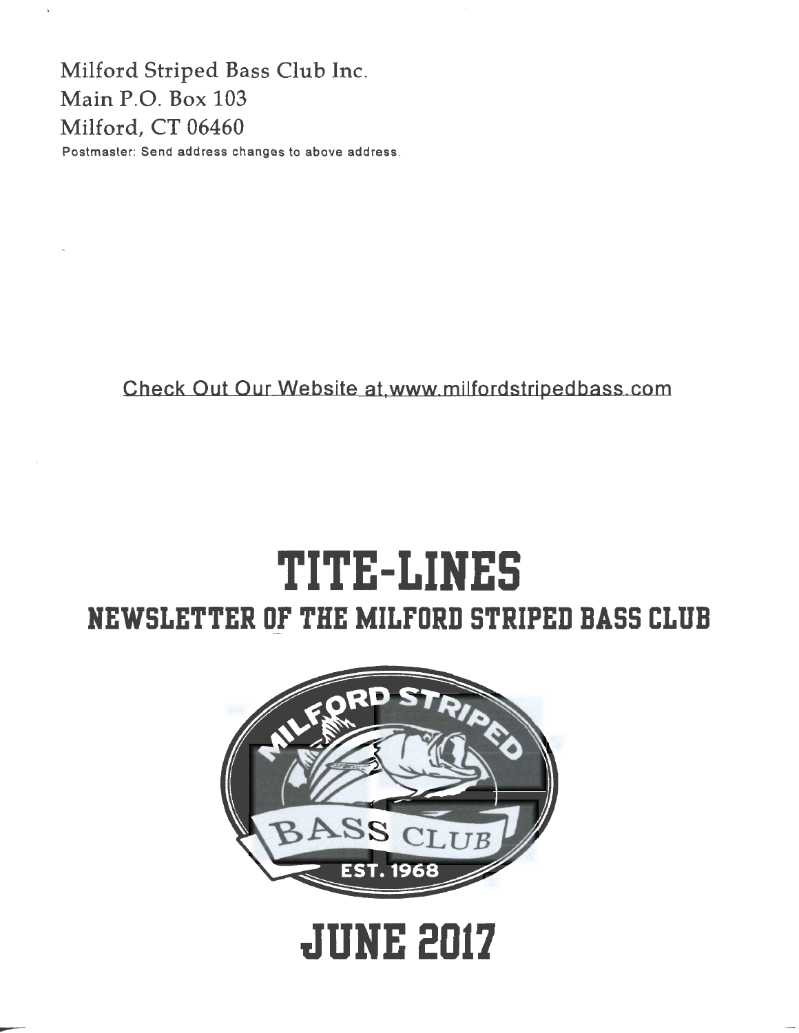Milford Striped Bass Club Inc.
Main P.O. Box 103
Milford, CT 06460

Postmaster: Send address changes to above address.

Check Out Our Website at www.milfordstripedbass.com

# TITE-LINES

## NEWSLETTER OF THE MILFORD STRIPED BASS CLUB

MILFORD STRIPED BASS CLUB EST. 1968

# JUNE 2017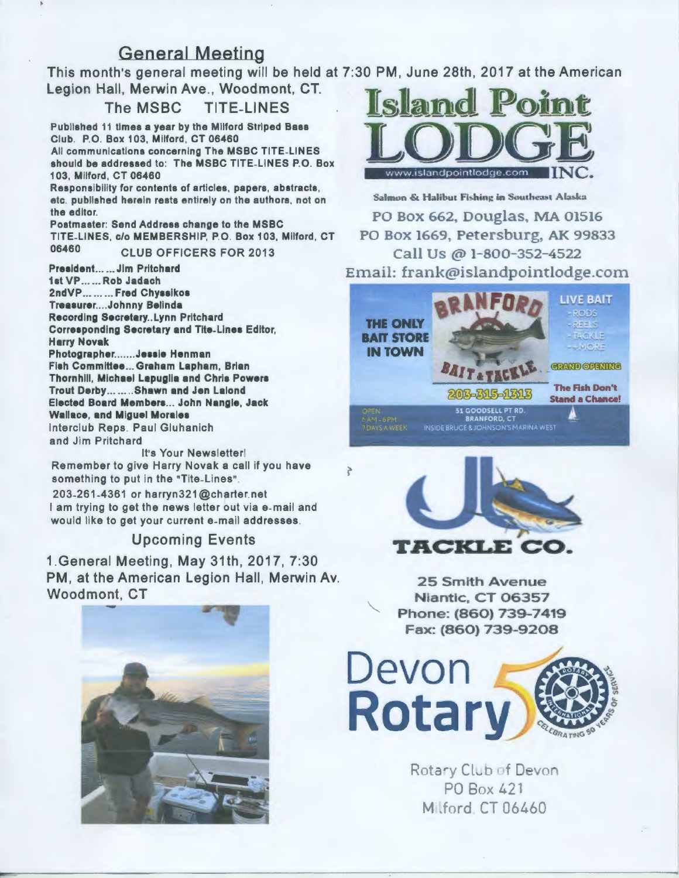## General Meeting

This month's general meeting will be held at 7:30 PM, June 28th, 2017 at the American Legion Hall, Merwin Ave., Woodmont, CT.

### The MSBC TITE-LINES

**Published 11 times a year by the Milford Striped Bass Club. P.O. Box 103, Milford, CT 06460**

**All communications concerning The MSBC TITE-LINES should be addressed to: The MSBC TITE-LINES P.O. Box 103, Milford, CT 06460**

**Responsibility for contents of articles, papers, abstracts, etc. published herein rests entirely on the authors, not on the editor.**

**Postmaster: Send Address change to the MSBC TITE-LINES, c/o MEMBERSHIP, P.O. Box 103, Milford, CT 06460**

CLUB OFFICERS FOR 2013

**President.......Jim Pritchard**
**1st VP.......Rob Jadach**
**2ndVP.........Fred Chyssikos**
**Treasurer....Johnny Belinda**
**Recording Secretary..Lynn Pritchard**
**Corresponding Secretary and Tite-Lines Editor, Harry Novak**
**Photographer.......Jessie Henman**
**Fish Committee... Graham Lapham, Brian Thornhill, Michael Lepuglia and Chris Powers**
**Trout Derby.........Shawn and Jen Lalond**
**Elected Board Members... John Nangle, Jack Wallace, and Miguel Morales**
Interclub Reps. Paul Gluhanich and Jim Pritchard

It's Your Newsletter!
Remember to give Harry Novak a call if you have something to put in the "Tite-Lines".
203-261-4361 or harryn321@charter.net
I am trying to get the news letter out via e-mail and would like to get your current e-mail addresses.

### Upcoming Events

1. General Meeting, May 31th, 2017, 7:30 PM, at the American Legion Hall, Merwin Av. Woodmont, CT

**Island Point LODGE INC.**
www.islandpointlodge.com
Salmon & Halibut Fishing in Southeast Alaska
PO Box 662, Douglas, MA 01516
PO Box 1669, Petersburg, AK 99833
Call Us @ 1-800-352-4522
Email: frank@islandpointlodge.com

**BRANFORD BAIT & TACKLE**
THE ONLY BAIT STORE IN TOWN
LIVE BAIT - RODS - REELS - TACKLE - + MORE
GRAND OPENING
203-315-1313
The Fish Don't Stand a Chance!
OPEN 6 AM - 6 PM 7 DAYS A WEEK
51 GOODSELL PT RD. BRANFORD, CT
INSIDE BRUCE & JOHNSON'S MARINA WEST

**JB TACKLE CO.**
25 Smith Avenue
Niantic, CT 06357
Phone: (860) 739-7419
Fax: (860) 739-9208

**Devon Rotary**
CELEBRATING 50 YEARS OF SERVICE
Rotary Club of Devon
PO Box 421
Milford, CT 06460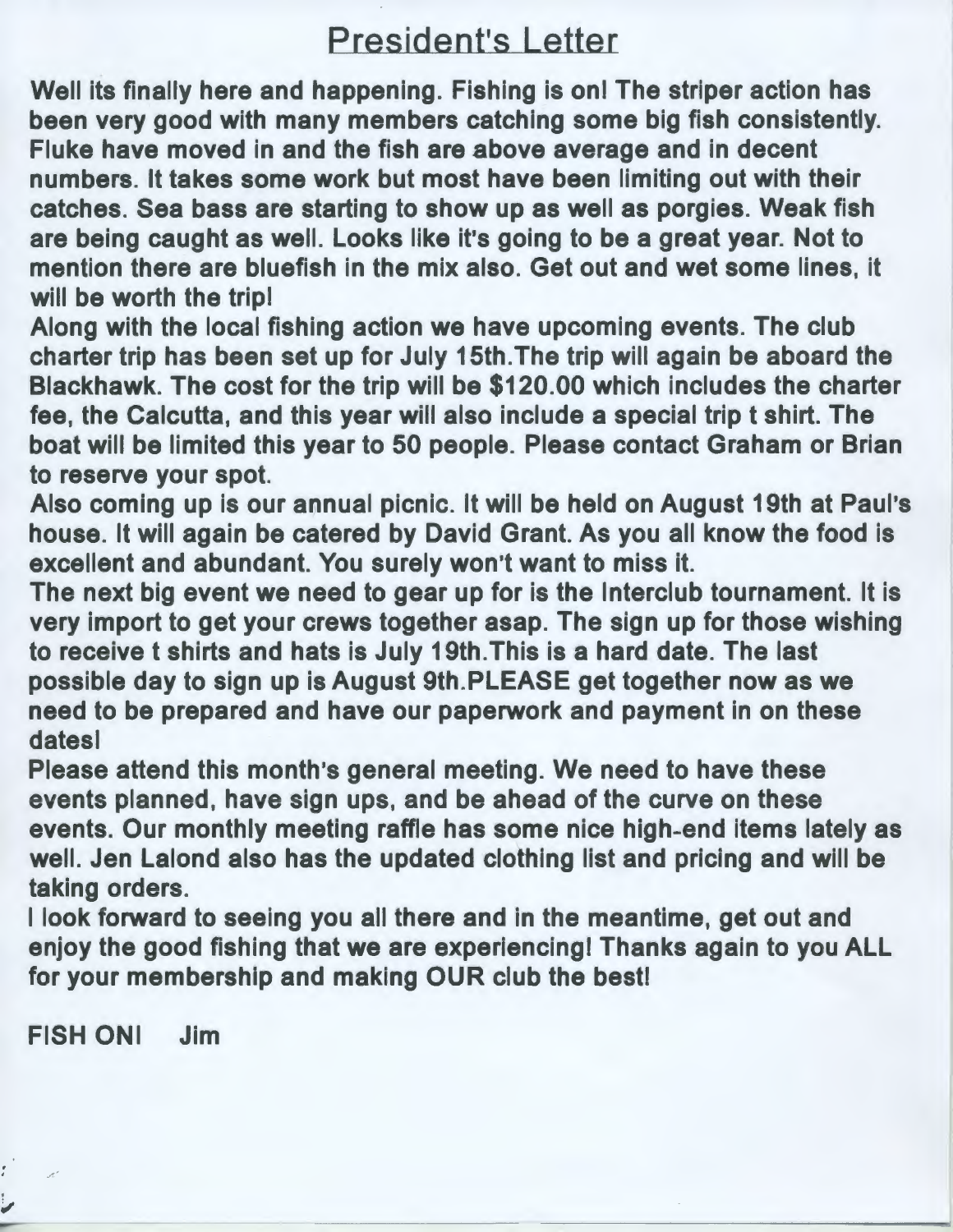# President's Letter

Well its finally here and happening. Fishing is on! The striper action has been very good with many members catching some big fish consistently. Fluke have moved in and the fish are above average and in decent numbers. It takes some work but most have been limiting out with their catches. Sea bass are starting to show up as well as porgies. Weak fish are being caught as well. Looks like it's going to be a great year. Not to mention there are bluefish in the mix also. Get out and wet some lines, it will be worth the trip!

Along with the local fishing action we have upcoming events. The club charter trip has been set up for July 15th.The trip will again be aboard the Blackhawk. The cost for the trip will be $120.00 which includes the charter fee, the Calcutta, and this year will also include a special trip t shirt. The boat will be limited this year to 50 people. Please contact Graham or Brian to reserve your spot.

Also coming up is our annual picnic. It will be held on August 19th at Paul's house. It will again be catered by David Grant. As you all know the food is excellent and abundant. You surely won't want to miss it.

The next big event we need to gear up for is the Interclub tournament. It is very import to get your crews together asap. The sign up for those wishing to receive t shirts and hats is July 19th.This is a hard date. The last possible day to sign up is August 9th.PLEASE get together now as we need to be prepared and have our paperwork and payment in on these dates!

Please attend this month's general meeting. We need to have these events planned, have sign ups, and be ahead of the curve on these events. Our monthly meeting raffle has some nice high-end items lately as well. Jen Lalond also has the updated clothing list and pricing and will be taking orders.

I look forward to seeing you all there and in the meantime, get out and enjoy the good fishing that we are experiencing! Thanks again to you ALL for your membership and making OUR club the best!

FISH ON! Jim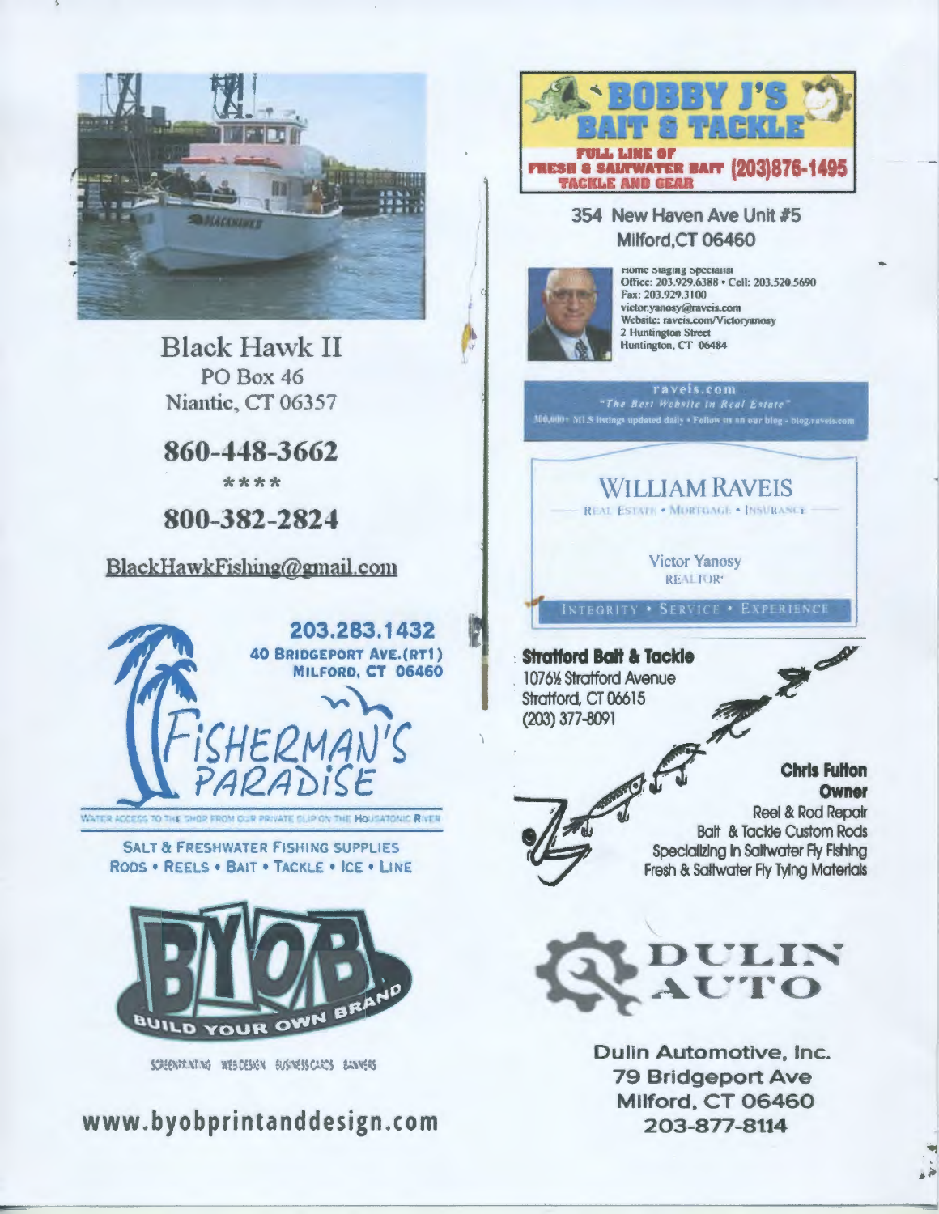Black Hawk II
PO Box 46
Niantic, CT 06357

**860-448-3662**

\*\*\*\*

**800-382-2824**

BlackHawkFishing@gmail.com

**203.283.1432**
**40 BRIDGEPORT AVE.(RT1)**
**MILFORD, CT 06460**

FISHERMAN'S PARADISE

WATER ACCESS TO THE SHOP FROM OUR PRIVATE SLIP ON THE HOUSATONIC RIVER

SALT & FRESHWATER FISHING SUPPLIES
RODS • REELS • BAIT • TACKLE • ICE • LINE

BYOB
BUILD YOUR OWN BRAND

SCREENPRINTING WEB DESIGN BUSINESS CARDS BANNERS

**www.byobprintanddesign.com**

**BOBBY J'S BAIT & TACKLE**

FULL LINE OF FRESH & SALTWATER BAIT TACKLE AND GEAR (203)876-1495

354 New Haven Ave Unit #5
Milford,CT 06460

Home Staging Specialist
Office: 203.929.6388 • Cell: 203.520.5690
Fax: 203.929.3100
victor.yanosy@raveis.com
Website: raveis.com/Victoryanosy
2 Huntington Street
Huntington, CT 06484

raveis.com
"The Best Website in Real Estate"
300,000+ MLS listings updated daily • Follow us on our blog - blog.raveis.com

WILLIAM RAVEIS
REAL ESTATE • MORTGAGE • INSURANCE

Victor Yanosy
REALTOR®

INTEGRITY • SERVICE • EXPERIENCE

**Stratford Bait & Tackle**
1076½ Stratford Avenue
Stratford, CT 06615
(203) 377-8091

**Chris Fulton**
**Owner**
Reel & Rod Repair
Bait & Tackle Custom Rods
Specializing In Saltwater Fly Fishing
Fresh & Saltwater Fly Tying Materials

DULIN AUTO

Dulin Automotive, Inc.
79 Bridgeport Ave
Milford, CT 06460
203-877-8114